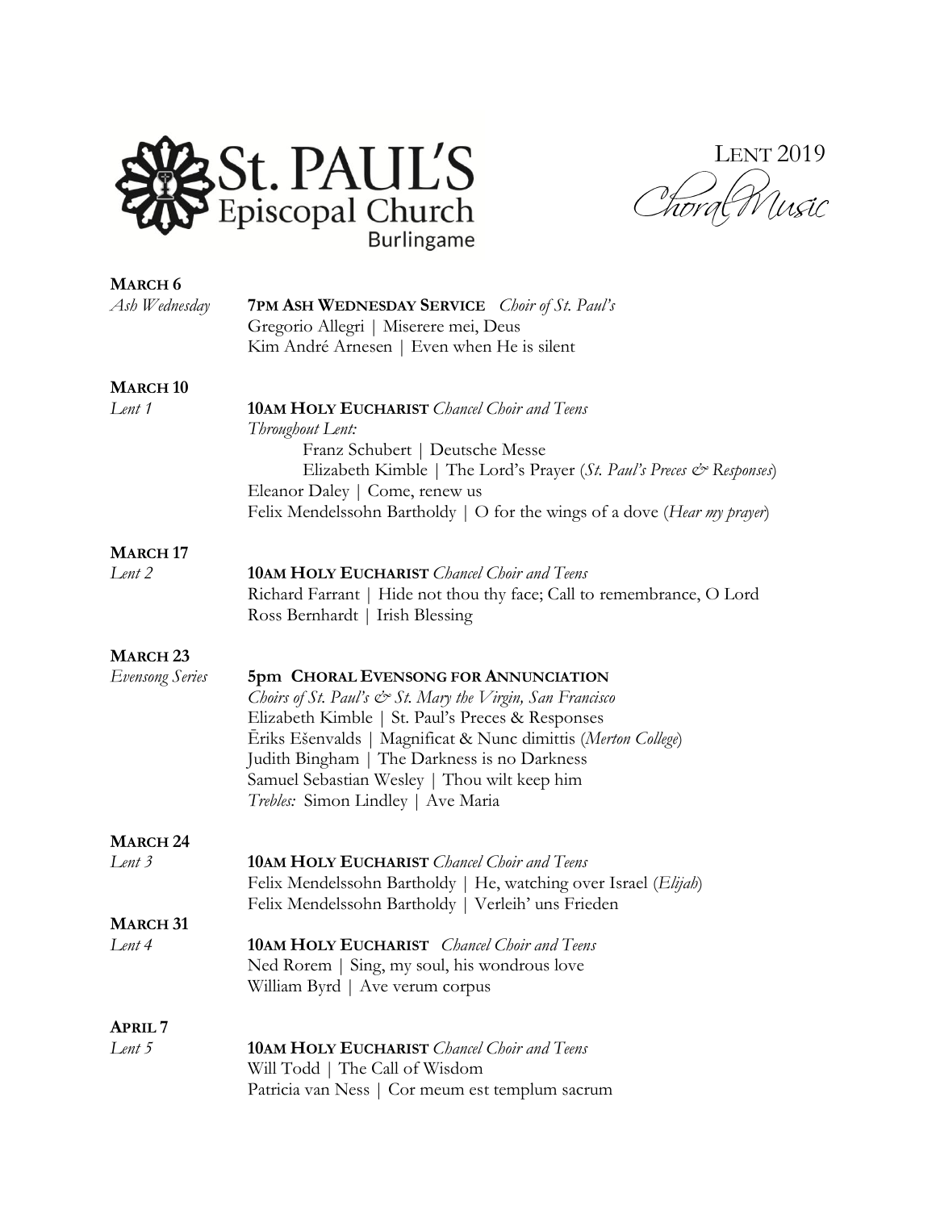# St. PAUL'S Episcopal Church Burlingame

## LENT 2019 Choral Music

**MARCH 6**
*Ash Wednesday*

**7PM ASH WEDNESDAY SERVICE** *Choir of St. Paul's*
Gregorio Allegri | Miserere mei, Deus
Kim André Arnesen | Even when He is silent

**MARCH 10**
*Lent 1*

**10AM HOLY EUCHARIST** *Chancel Choir and Teens*
*Throughout Lent:*
Franz Schubert | Deutsche Messe
Elizabeth Kimble | The Lord's Prayer (*St. Paul's Preces & Responses*)
Eleanor Daley | Come, renew us
Felix Mendelssohn Bartholdy | O for the wings of a dove (*Hear my prayer*)

**MARCH 17**
*Lent 2*

**10AM HOLY EUCHARIST** *Chancel Choir and Teens*
Richard Farrant | Hide not thou thy face; Call to remembrance, O Lord
Ross Bernhardt | Irish Blessing

**MARCH 23**
*Evensong Series*

**5pm CHORAL EVENSONG FOR ANNUNCIATION**
*Choirs of St. Paul's & St. Mary the Virgin, San Francisco*
Elizabeth Kimble | St. Paul's Preces & Responses
Ēriks Ešenvalds | Magnificat & Nunc dimittis (*Merton College*)
Judith Bingham | The Darkness is no Darkness
Samuel Sebastian Wesley | Thou wilt keep him
*Trebles:* Simon Lindley | Ave Maria

**MARCH 24**
*Lent 3*

**10AM HOLY EUCHARIST** *Chancel Choir and Teens*
Felix Mendelssohn Bartholdy | He, watching over Israel (*Elijah*)
Felix Mendelssohn Bartholdy | Verleih' uns Frieden

**MARCH 31**
*Lent 4*

**10AM HOLY EUCHARIST** *Chancel Choir and Teens*
Ned Rorem | Sing, my soul, his wondrous love
William Byrd | Ave verum corpus

**APRIL 7**
*Lent 5*

**10AM HOLY EUCHARIST** *Chancel Choir and Teens*
Will Todd | The Call of Wisdom
Patricia van Ness | Cor meum est templum sacrum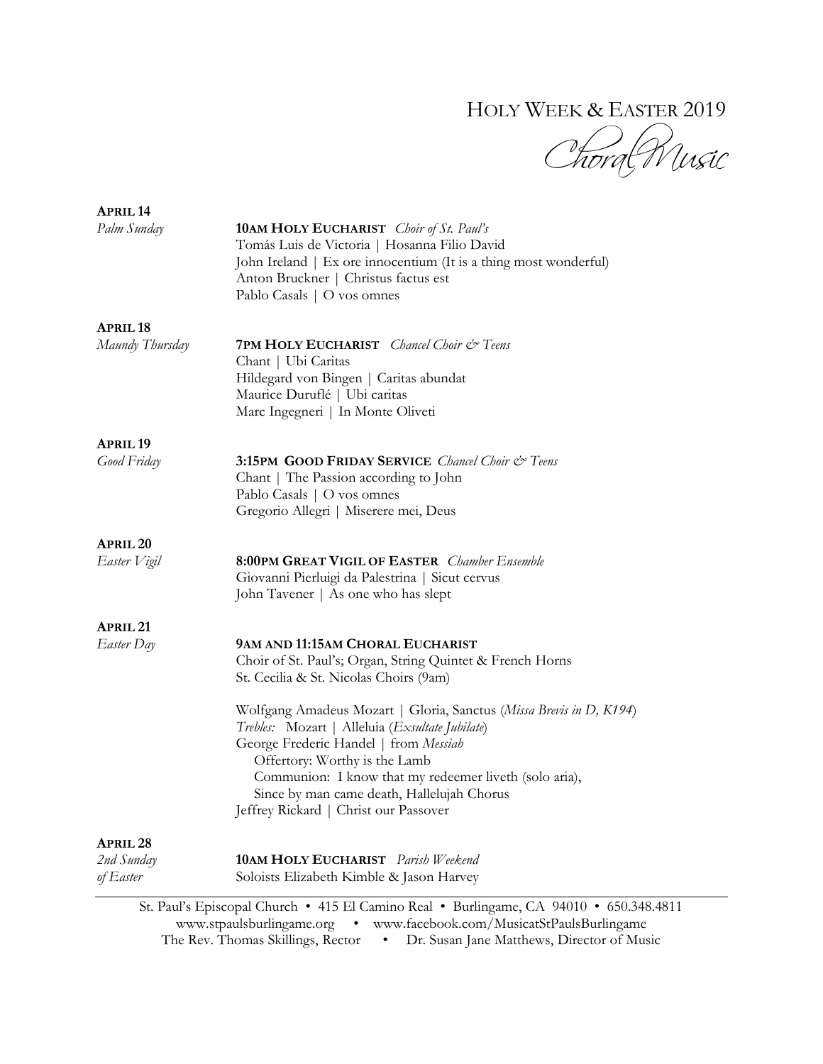# HOLY WEEK & EASTER 2019

## *Choral Music*

**APRIL 14**
*Palm Sunday*

**10AM HOLY EUCHARIST** *Choir of St. Paul's*
Tomás Luis de Victoria | Hosanna Filio David
John Ireland | Ex ore innocentium (It is a thing most wonderful)
Anton Bruckner | Christus factus est
Pablo Casals | O vos omnes

**APRIL 18**
*Maundy Thursday*

**7PM HOLY EUCHARIST** *Chancel Choir & Teens*
Chant | Ubi Caritas
Hildegard von Bingen | Caritas abundat
Maurice Duruflé | Ubi caritas
Marc Ingegneri | In Monte Oliveti

**APRIL 19**
*Good Friday*

**3:15PM GOOD FRIDAY SERVICE** *Chancel Choir & Teens*
Chant | The Passion according to John
Pablo Casals | O vos omnes
Gregorio Allegri | Miserere mei, Deus

**APRIL 20**
*Easter Vigil*

**8:00PM GREAT VIGIL OF EASTER** *Chamber Ensemble*
Giovanni Pierluigi da Palestrina | Sicut cervus
John Tavener | As one who has slept

**APRIL 21**
*Easter Day*

**9AM AND 11:15AM CHORAL EUCHARIST**
Choir of St. Paul's; Organ, String Quintet & French Horns
St. Cecilia & St. Nicolas Choirs (9am)

Wolfgang Amadeus Mozart | Gloria, Sanctus (*Missa Brevis in D, K194*)
*Trebles:* Mozart | Alleluia (*Exsultate Jubilate*)
George Frederic Handel | from *Messiah*
Offertory: Worthy is the Lamb
Communion: I know that my redeemer liveth (solo aria),
Since by man came death, Hallelujah Chorus
Jeffrey Rickard | Christ our Passover

**APRIL 28**
*2nd Sunday of Easter*

**10AM HOLY EUCHARIST** *Parish Weekend*
Soloists Elizabeth Kimble & Jason Harvey

---

St. Paul's Episcopal Church • 415 El Camino Real • Burlingame, CA 94010 • 650.348.4811
www.stpaulsburlingame.org • www.facebook.com/MusicatStPaulsBurlingame
The Rev. Thomas Skillings, Rector • Dr. Susan Jane Matthews, Director of Music